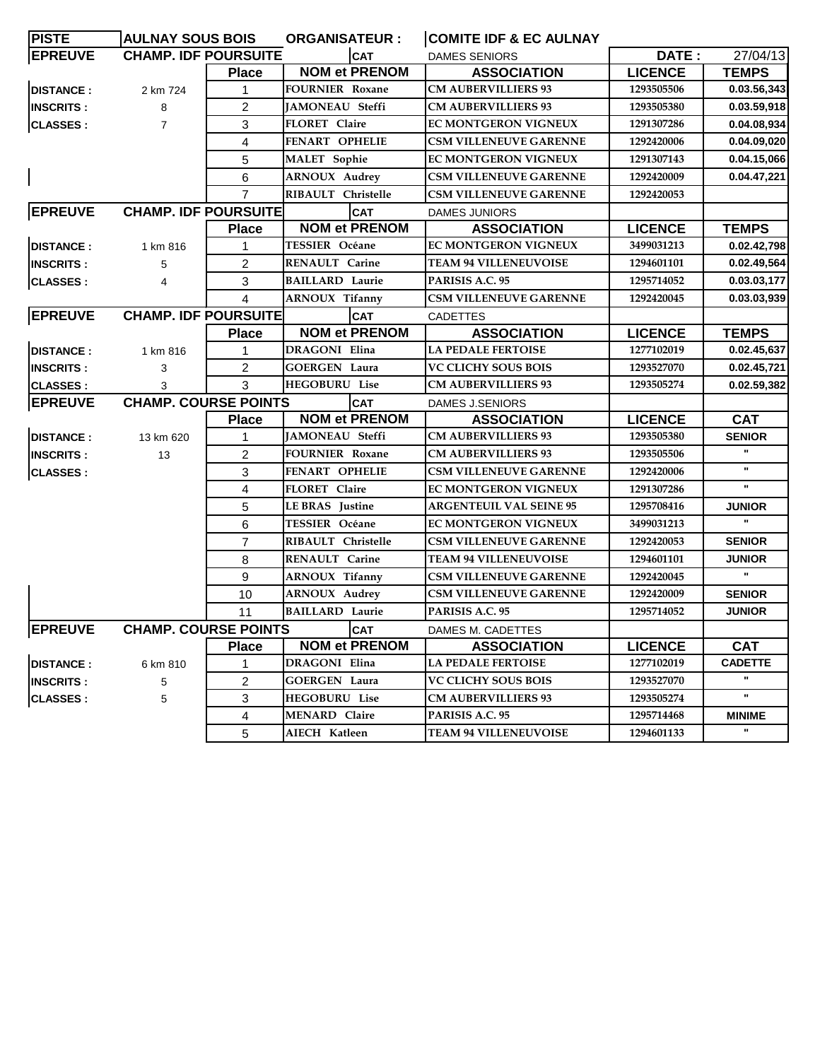| PISTE | AULNAY SOUS BOIS | ORGANISATEUR : | COMITE IDF & EC AULNAY | | |
|---|---|---|---|---|---|
| **EPREUVE** | **CHAMP. IDF POURSUITE** | **CAT** | DAMES SENIORS | **DATE :** | 27/04/13 |
| | **Place** | **NOM et PRENOM** | **ASSOCIATION** | **LICENCE** | **TEMPS** |
| **DISTANCE :** 2 km 724 | 1 | FOURNIER Roxane | CM AUBERVILLIERS 93 | 1293505506 | 0.03.56,343 |
| **INSCRITS :** 8 | 2 | JAMONEAU Steffi | CM AUBERVILLIERS 93 | 1293505380 | 0.03.59,918 |
| **CLASSES :** 7 | 3 | FLORET Claire | EC MONTGERON VIGNEUX | 1291307286 | 0.04.08,934 |
| | 4 | FENART OPHELIE | CSM VILLENEUVE GARENNE | 1292420006 | 0.04.09,020 |
| | 5 | MALET Sophie | EC MONTGERON VIGNEUX | 1291307143 | 0.04.15,066 |
| | 6 | ARNOUX Audrey | CSM VILLENEUVE GARENNE | 1292420009 | 0.04.47,221 |
| | 7 | RIBAULT Christelle | CSM VILLENEUVE GARENNE | 1292420053 | |
| **EPREUVE** | **CHAMP. IDF POURSUITE** | **CAT** | DAMES JUNIORS | | |
| | **Place** | **NOM et PRENOM** | **ASSOCIATION** | **LICENCE** | **TEMPS** |
| **DISTANCE :** 1 km 816 | 1 | TESSIER Océane | EC MONTGERON VIGNEUX | 3499031213 | 0.02.42,798 |
| **INSCRITS :** 5 | 2 | RENAULT Carine | TEAM 94 VILLENEUVOISE | 1294601101 | 0.02.49,564 |
| **CLASSES :** 4 | 3 | BAILLARD Laurie | PARISIS A.C. 95 | 1295714052 | 0.03.03,177 |
| | 4 | ARNOUX Tifanny | CSM VILLENEUVE GARENNE | 1292420045 | 0.03.03,939 |
| **EPREUVE** | **CHAMP. IDF POURSUITE** | **CAT** | CADETTES | | |
| | **Place** | **NOM et PRENOM** | **ASSOCIATION** | **LICENCE** | **TEMPS** |
| **DISTANCE :** 1 km 816 | 1 | DRAGONI Elina | LA PEDALE FERTOISE | 1277102019 | 0.02.45,637 |
| **INSCRITS :** 3 | 2 | GOERGEN Laura | VC CLICHY SOUS BOIS | 1293527070 | 0.02.45,721 |
| **CLASSES :** 3 | 3 | HEGOBURU Lise | CM AUBERVILLIERS 93 | 1293505274 | 0.02.59,382 |
| **EPREUVE** | **CHAMP. COURSE POINTS** | **CAT** | DAMES J.SENIORS | | |
| | **Place** | **NOM et PRENOM** | **ASSOCIATION** | **LICENCE** | **CAT** |
| **DISTANCE :** 13 km 620 | 1 | JAMONEAU Steffi | CM AUBERVILLIERS 93 | 1293505380 | SENIOR |
| **INSCRITS :** 13 | 2 | FOURNIER Roxane | CM AUBERVILLIERS 93 | 1293505506 | " |
| **CLASSES :** | 3 | FENART OPHELIE | CSM VILLENEUVE GARENNE | 1292420006 | " |
| | 4 | FLORET Claire | EC MONTGERON VIGNEUX | 1291307286 | " |
| | 5 | LE BRAS Justine | ARGENTEUIL VAL SEINE 95 | 1295708416 | JUNIOR |
| | 6 | TESSIER Océane | EC MONTGERON VIGNEUX | 3499031213 | " |
| | 7 | RIBAULT Christelle | CSM VILLENEUVE GARENNE | 1292420053 | SENIOR |
| | 8 | RENAULT Carine | TEAM 94 VILLENEUVOISE | 1294601101 | JUNIOR |
| | 9 | ARNOUX Tifanny | CSM VILLENEUVE GARENNE | 1292420045 | " |
| | 10 | ARNOUX Audrey | CSM VILLENEUVE GARENNE | 1292420009 | SENIOR |
| | 11 | BAILLARD Laurie | PARISIS A.C. 95 | 1295714052 | JUNIOR |
| **EPREUVE** | **CHAMP. COURSE POINTS** | **CAT** | DAMES M. CADETTES | | |
| | **Place** | **NOM et PRENOM** | **ASSOCIATION** | **LICENCE** | **CAT** |
| **DISTANCE :** 6 km 810 | 1 | DRAGONI Elina | LA PEDALE FERTOISE | 1277102019 | CADETTE |
| **INSCRITS :** 5 | 2 | GOERGEN Laura | VC CLICHY SOUS BOIS | 1293527070 | " |
| **CLASSES :** 5 | 3 | HEGOBURU Lise | CM AUBERVILLIERS 93 | 1293505274 | " |
| | 4 | MENARD Claire | PARISIS A.C. 95 | 1295714468 | MINIME |
| | 5 | AIECH Katleen | TEAM 94 VILLENEUVOISE | 1294601133 | " |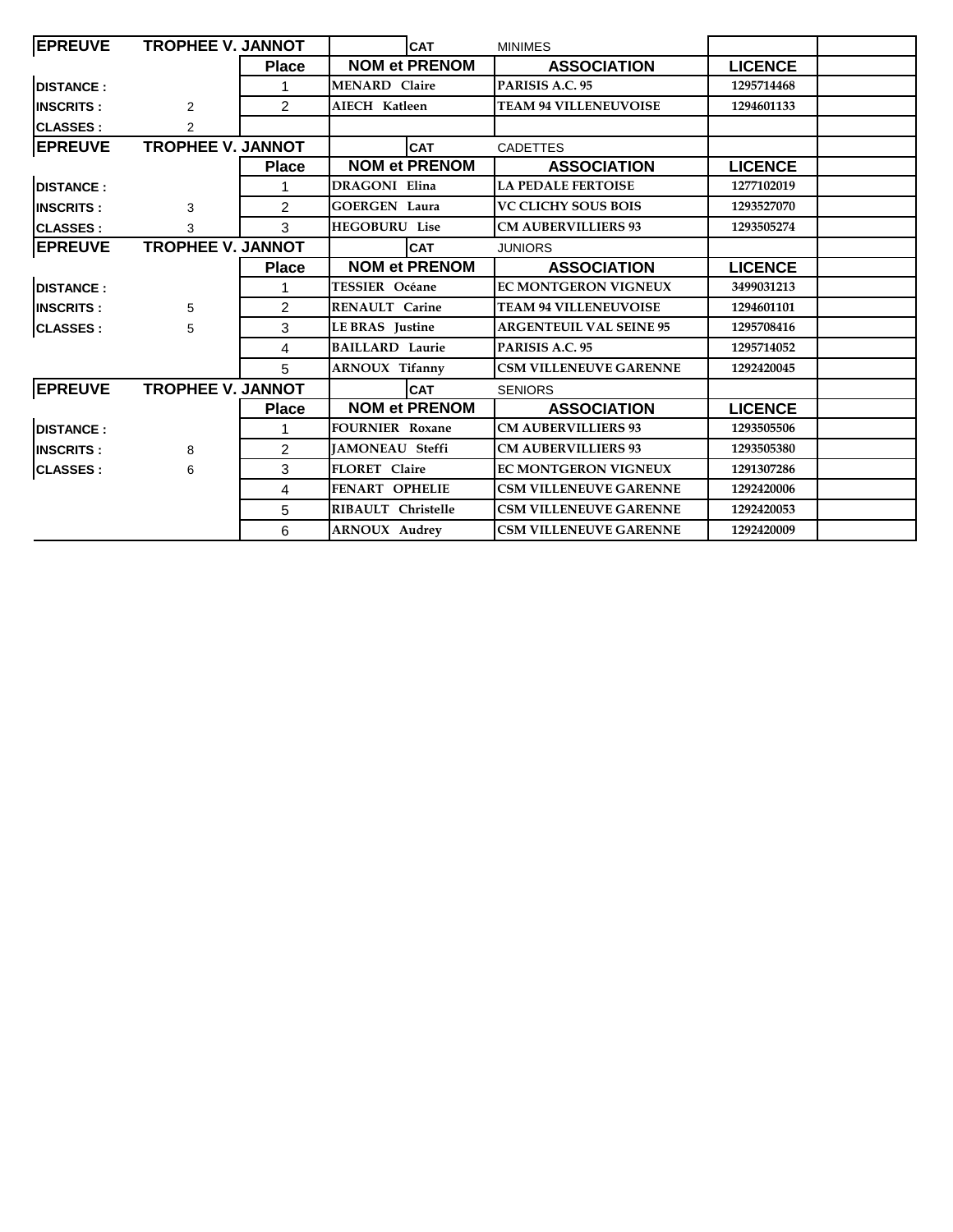| | | | | | | |
|---|---|---|---|---|---|---|
| **EPREUVE** | **TROPHEE V. JANNOT** | | **CAT** | MINIMES | | |
| | | **Place** | **NOM et PRENOM** | **ASSOCIATION** | **LICENCE** | |
| **DISTANCE :** | | 1 | **MENARD Claire** | **PARISIS A.C. 95** | **1295714468** | |
| **INSCRITS :** | 2 | 2 | **AIECH Katleen** | **TEAM 94 VILLENEUVOISE** | **1294601133** | |
| **CLASSES :** | 2 | | | | | |
| **EPREUVE** | **TROPHEE V. JANNOT** | | **CAT** | CADETTES | | |
| | | **Place** | **NOM et PRENOM** | **ASSOCIATION** | **LICENCE** | |
| **DISTANCE :** | | 1 | **DRAGONI Elina** | **LA PEDALE FERTOISE** | **1277102019** | |
| **INSCRITS :** | 3 | 2 | **GOERGEN Laura** | **VC CLICHY SOUS BOIS** | **1293527070** | |
| **CLASSES :** | 3 | 3 | **HEGOBURU Lise** | **CM AUBERVILLIERS 93** | **1293505274** | |
| **EPREUVE** | **TROPHEE V. JANNOT** | | **CAT** | JUNIORS | | |
| | | **Place** | **NOM et PRENOM** | **ASSOCIATION** | **LICENCE** | |
| **DISTANCE :** | | 1 | **TESSIER Océane** | **EC MONTGERON VIGNEUX** | **3499031213** | |
| **INSCRITS :** | 5 | 2 | **RENAULT Carine** | **TEAM 94 VILLENEUVOISE** | **1294601101** | |
| **CLASSES :** | 5 | 3 | **LE BRAS Justine** | **ARGENTEUIL VAL SEINE 95** | **1295708416** | |
| | | 4 | **BAILLARD Laurie** | **PARISIS A.C. 95** | **1295714052** | |
| | | 5 | **ARNOUX Tifanny** | **CSM VILLENEUVE GARENNE** | **1292420045** | |
| **EPREUVE** | **TROPHEE V. JANNOT** | | **CAT** | SENIORS | | |
| | | **Place** | **NOM et PRENOM** | **ASSOCIATION** | **LICENCE** | |
| **DISTANCE :** | | 1 | **FOURNIER Roxane** | **CM AUBERVILLIERS 93** | **1293505506** | |
| **INSCRITS :** | 8 | 2 | **JAMONEAU Steffi** | **CM AUBERVILLIERS 93** | **1293505380** | |
| **CLASSES :** | 6 | 3 | **FLORET Claire** | **EC MONTGERON VIGNEUX** | **1291307286** | |
| | | 4 | **FENART OPHELIE** | **CSM VILLENEUVE GARENNE** | **1292420006** | |
| | | 5 | **RIBAULT Christelle** | **CSM VILLENEUVE GARENNE** | **1292420053** | |
| | | 6 | **ARNOUX Audrey** | **CSM VILLENEUVE GARENNE** | **1292420009** | |